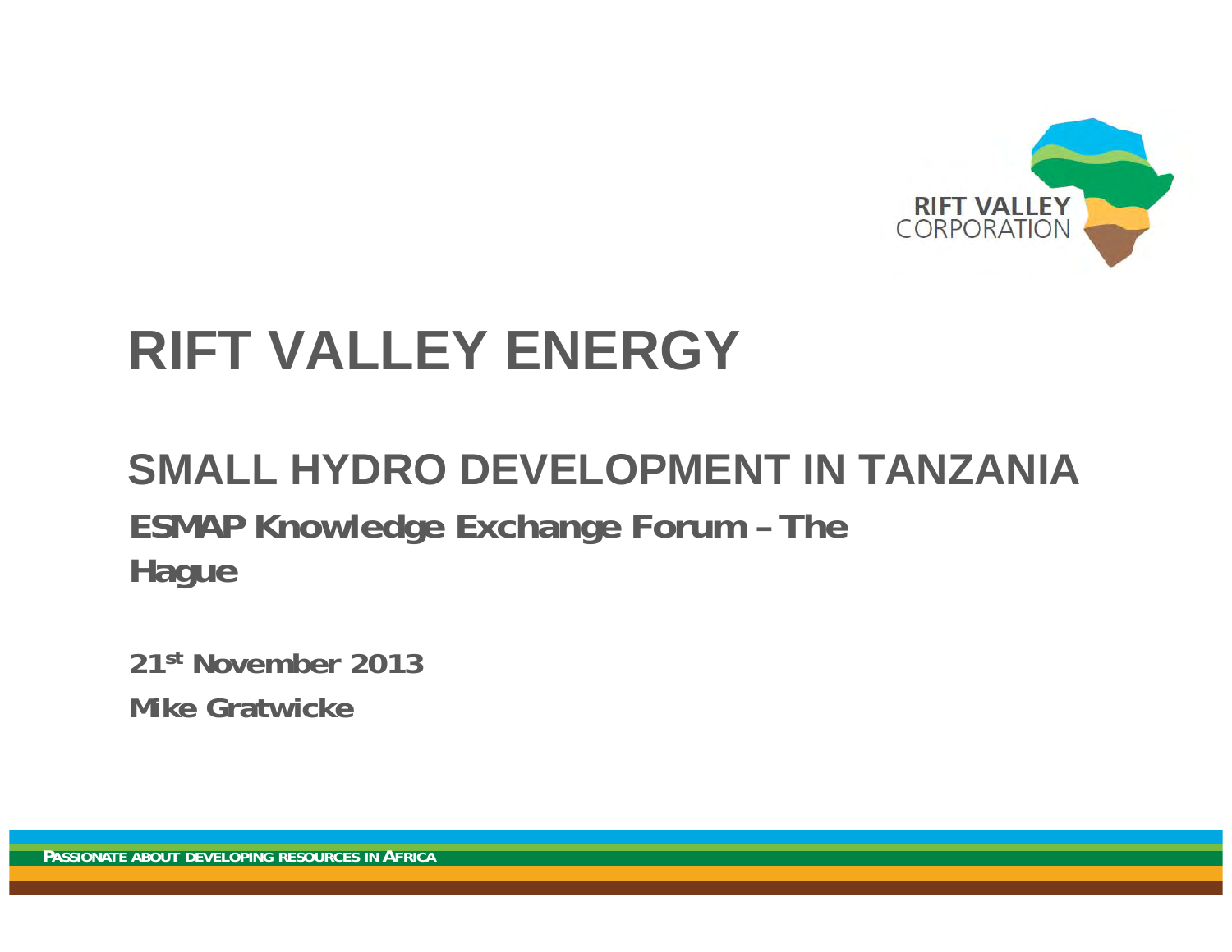RIFT VALLEY CORPORATION

# RIFT VALLEY ENERGY

## SMALL HYDRO DEVELOPMENT IN TANZANIA

**ESMAP Knowledge Exchange Forum – The Hague**

**21st November 2013**

**Mike Gratwicke**

PASSIONATE ABOUT DEVELOPING RESOURCES IN AFRICA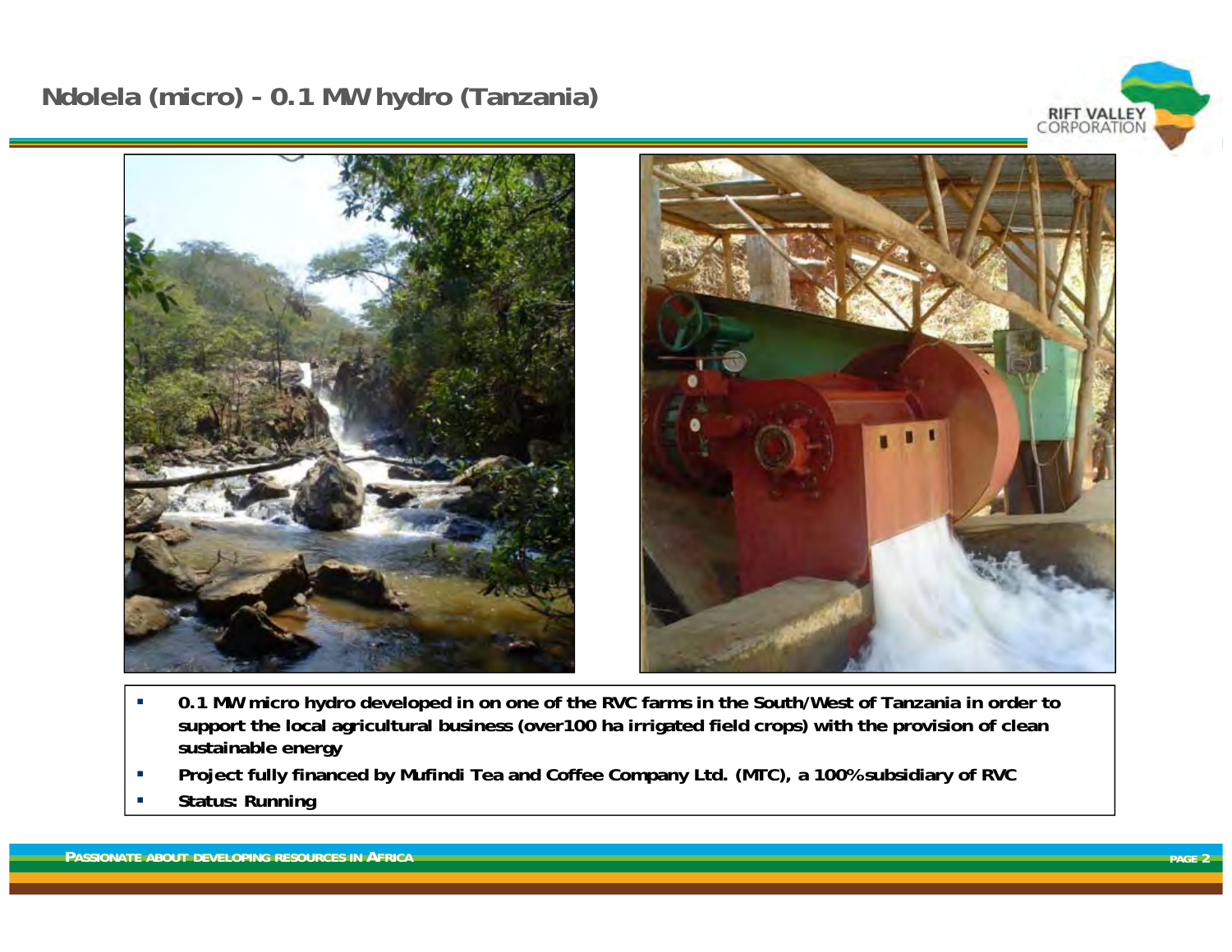## Ndolela (micro) - 0.1 MW hydro (Tanzania)

- **0.1 MW micro hydro developed in on one of the RVC farms in the South/West of Tanzania in order to support the local agricultural business (over100 ha irrigated field crops) with the provision of clean sustainable energy**
- **Project fully financed by Mufindi Tea and Coffee Company Ltd. (MTC), a 100% subsidiary of RVC**
- **Status: Running**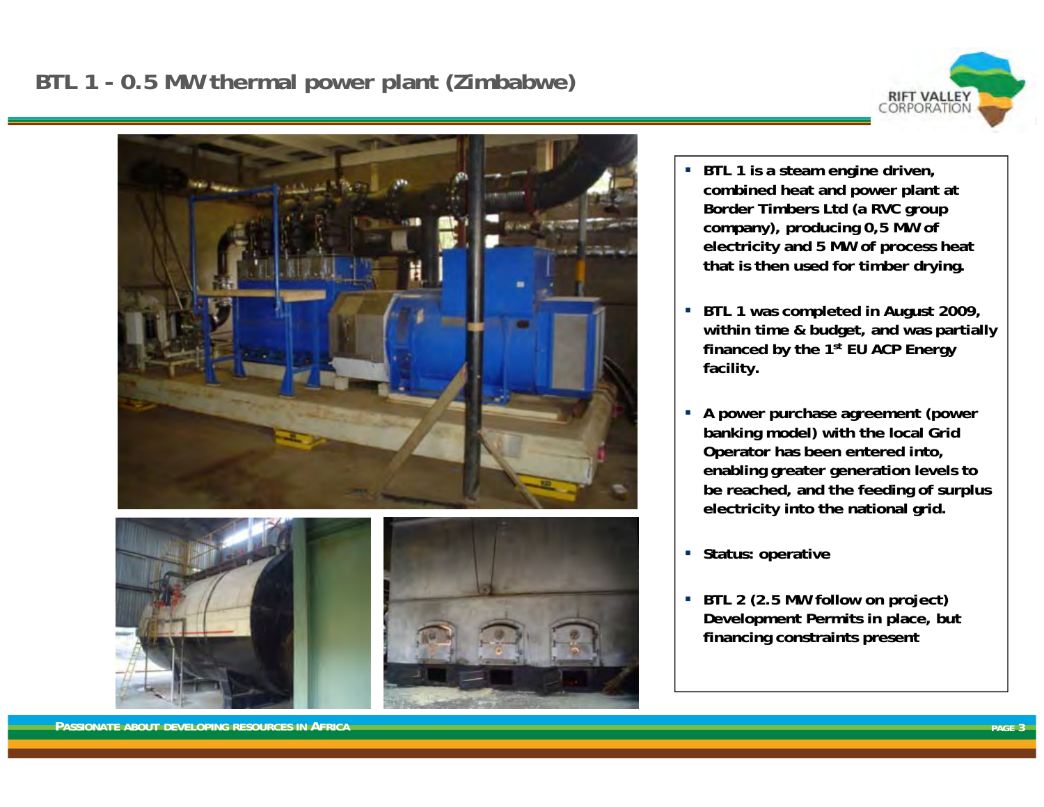# BTL 1 - 0.5 MW thermal power plant (Zimbabwe)

- **BTL 1 is a steam engine driven, combined heat and power plant at Border Timbers Ltd (a RVC group company), producing 0,5 MW of electricity and 5 MW of process heat that is then used for timber drying.**
- **BTL 1 was completed in August 2009, within time & budget, and was partially financed by the 1st EU ACP Energy facility.**
- **A power purchase agreement (power banking model) with the local Grid Operator has been entered into, enabling greater generation levels to be reached, and the feeding of surplus electricity into the national grid.**
- **Status: operative**
- **BTL 2 (2.5 MW follow on project) Development Permits in place, but financing constraints present**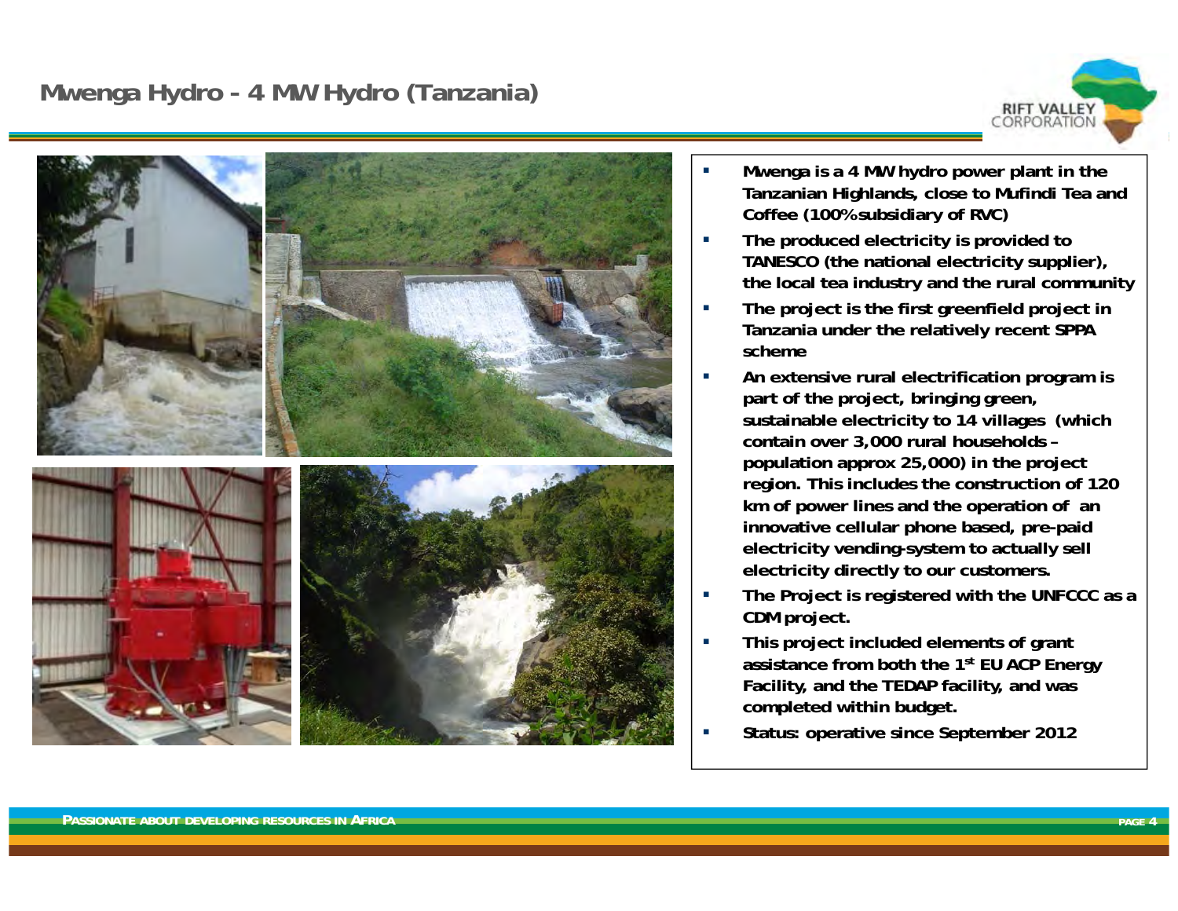# Mwenga Hydro - 4 MW Hydro (Tanzania)

- Mwenga is a 4 MW hydro power plant in the Tanzanian Highlands, close to Mufindi Tea and Coffee (100% subsidiary of RVC)
- The produced electricity is provided to TANESCO (the national electricity supplier), the local tea industry and the rural community
- The project is the first greenfield project in Tanzania under the relatively recent SPPA scheme
- An extensive rural electrification program is part of the project, bringing green, sustainable electricity to 14 villages (which contain over 3,000 rural households – population approx 25,000) in the project region. This includes the construction of 120 km of power lines and the operation of an innovative cellular phone based, pre-paid electricity vending-system to actually sell electricity directly to our customers.
- The Project is registered with the UNFCCC as a CDM project.
- This project included elements of grant assistance from both the 1st EU ACP Energy Facility, and the TEDAP facility, and was completed within budget.
- Status: operative since September 2012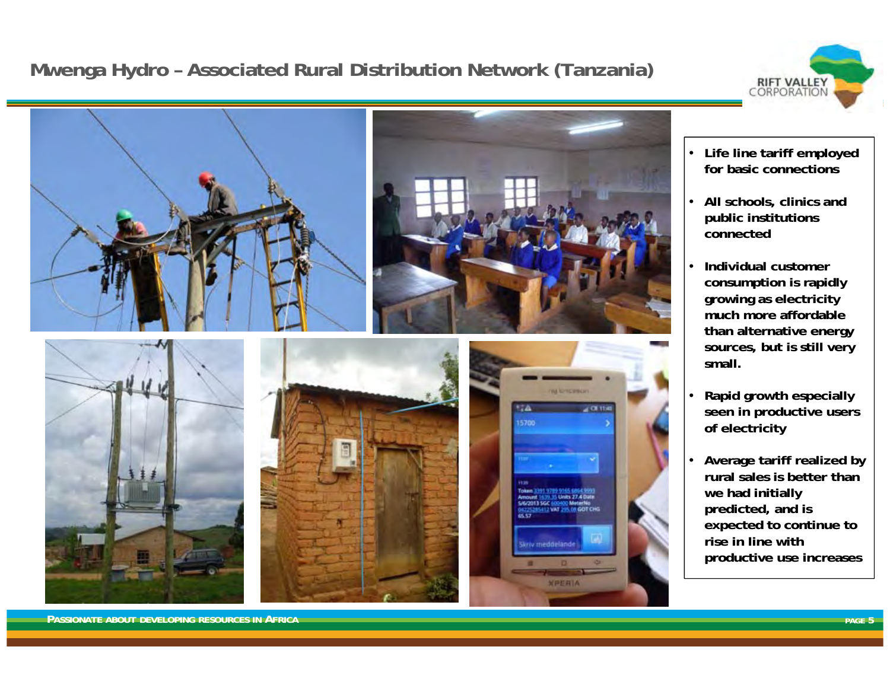# Mwenga Hydro – Associated Rural Distribution Network (Tanzania)

- **Life line tariff employed for basic connections**
- **All schools, clinics and public institutions connected**
- **Individual customer consumption is rapidly growing as electricity much more affordable than alternative energy sources, but is still very small.**
- **Rapid growth especially seen in productive users of electricity**
- **Average tariff realized by rural sales is better than we had initially predicted, and is expected to continue to rise in line with productive use increases**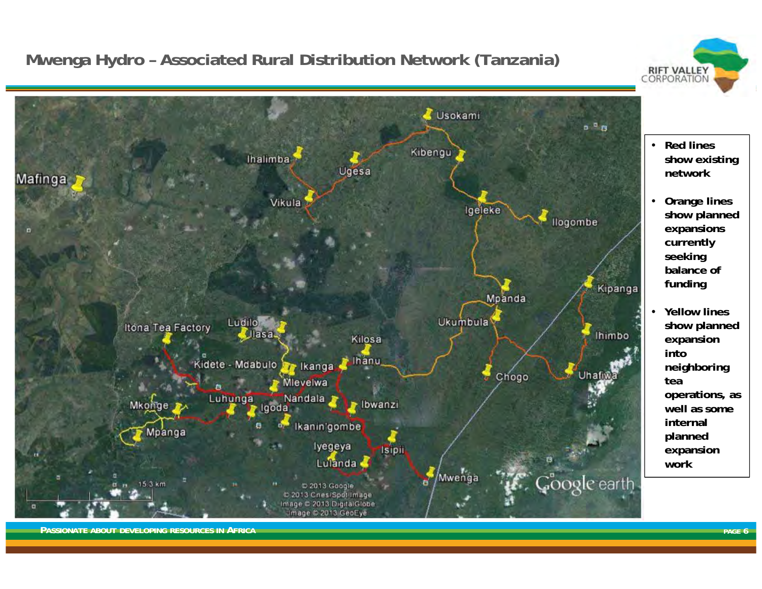# Mwenga Hydro – Associated Rural Distribution Network (Tanzania)

- **Red lines show existing network**
- **Orange lines show planned expansions currently seeking balance of funding**
- **Yellow lines show planned expansion into neighboring tea operations, as well as some internal planned expansion work**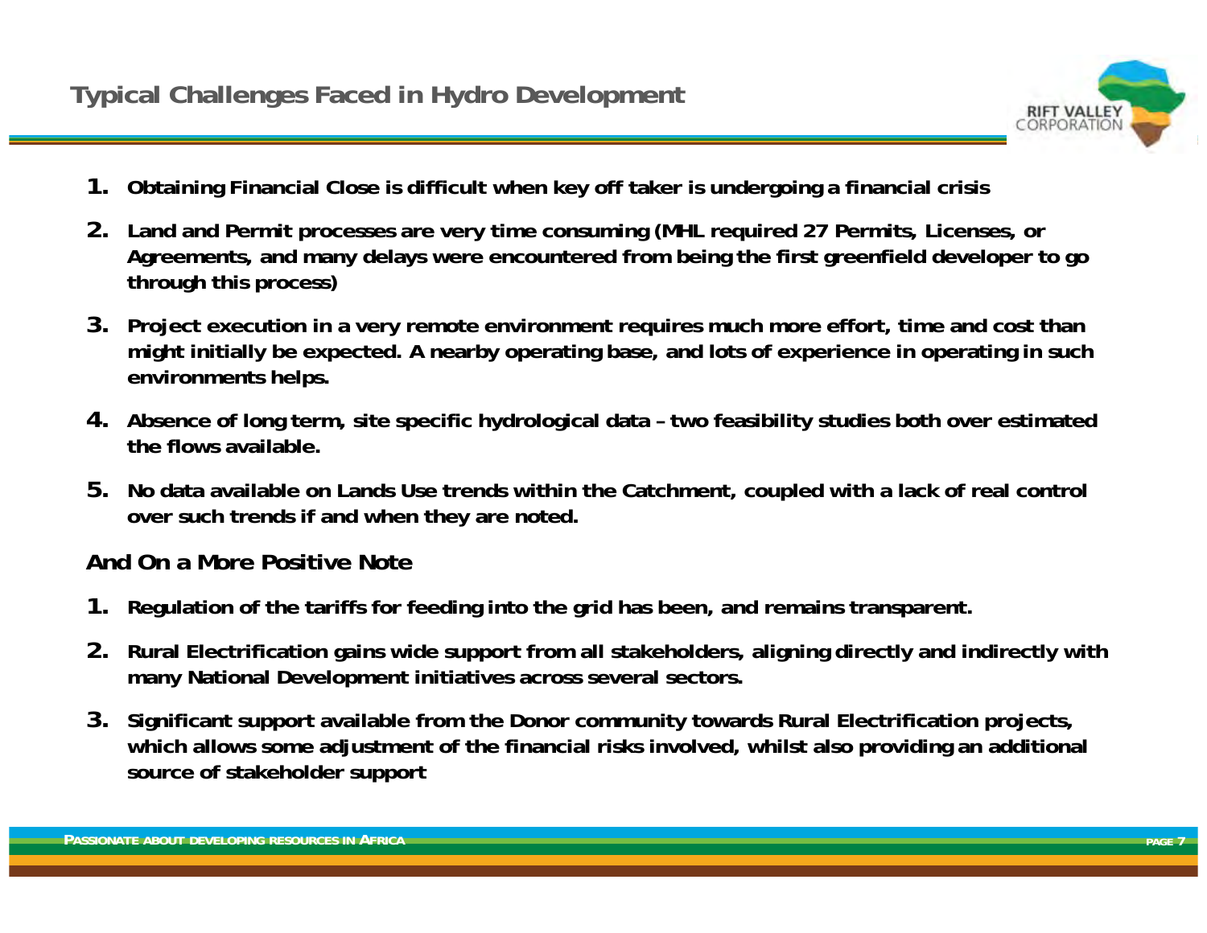## Typical Challenges Faced in Hydro Development

1. **Obtaining Financial Close is difficult when key off taker is undergoing a financial crisis**
2. **Land and Permit processes are very time consuming (MHL required 27 Permits, Licenses, or Agreements, and many delays were encountered from being the first greenfield developer to go through this process)**
3. **Project execution in a very remote environment requires much more effort, time and cost than might initially be expected. A nearby operating base, and lots of experience in operating in such environments helps.**
4. **Absence of long term, site specific hydrological data – two feasibility studies both over estimated the flows available.**
5. **No data available on Lands Use trends within the Catchment, coupled with a lack of real control over such trends if and when they are noted.**

### And On a More Positive Note

1. **Regulation of the tariffs for feeding into the grid has been, and remains transparent.**
2. **Rural Electrification gains wide support from all stakeholders, aligning directly and indirectly with many National Development initiatives across several sectors.**
3. **Significant support available from the Donor community towards Rural Electrification projects, which allows some adjustment of the financial risks involved, whilst also providing an additional source of stakeholder support**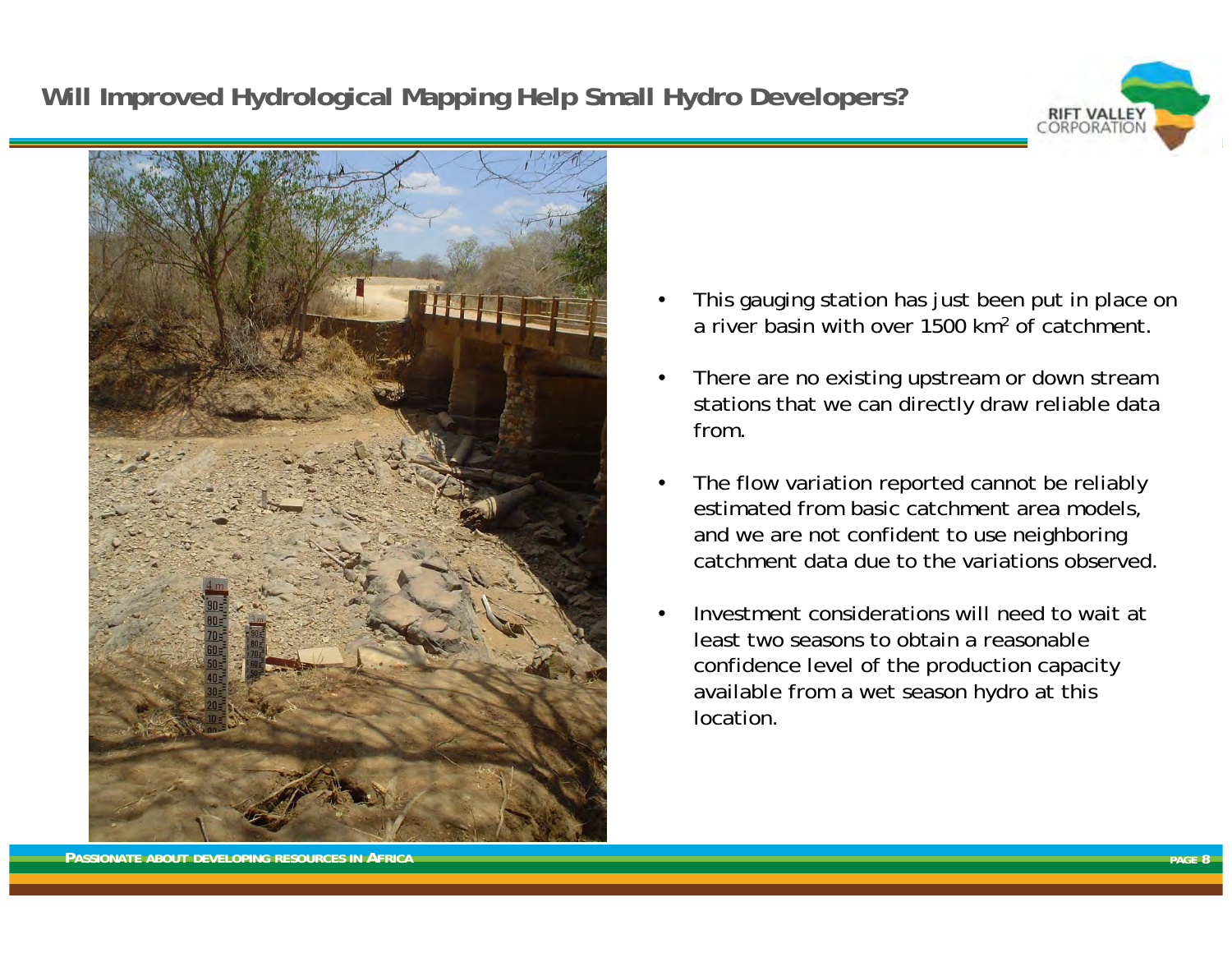## Will Improved Hydrological Mapping Help Small Hydro Developers?

- This gauging station has just been put in place on a river basin with over 1500 $km^2$ of catchment.
- There are no existing upstream or down stream stations that we can directly draw reliable data from.
- The flow variation reported cannot be reliably estimated from basic catchment area models, and we are not confident to use neighboring catchment data due to the variations observed.
- Investment considerations will need to wait at least two seasons to obtain a reasonable confidence level of the production capacity available from a wet season hydro at this location.